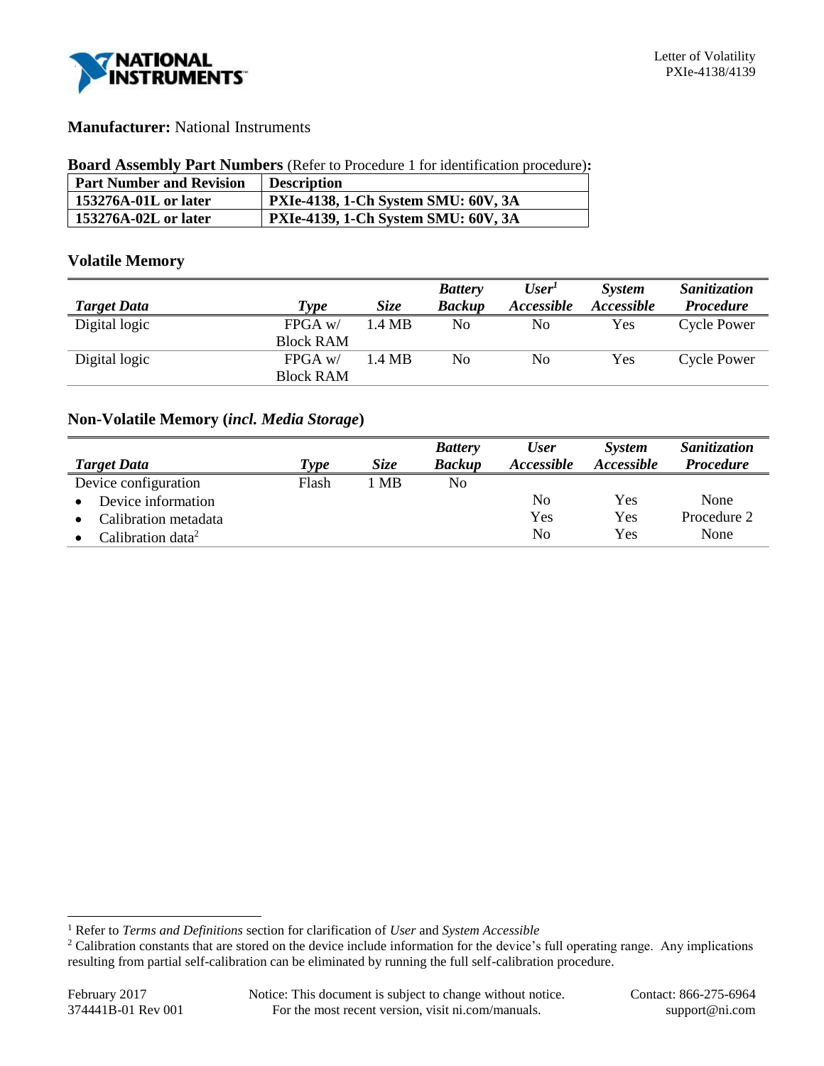**Manufacturer:** National Instruments

**Board Assembly Part Numbers** (Refer to Procedure 1 for identification procedure)**:**

| Part Number and Revision | Description |
|---|---|
| **153276A-01L or later** | **PXIe-4138, 1-Ch System SMU: 60V, 3A** |
| **153276A-02L or later** | **PXIe-4139, 1-Ch System SMU: 60V, 3A** |

## Volatile Memory

| *Target Data* | *Type* | *Size* | *Battery Backup* | *User*[1] *Accessible* | *System Accessible* | *Sanitization Procedure* |
|---|---|---|---|---|---|---|
| Digital logic | FPGA w/ Block RAM | 1.4 MB | No | No | Yes | Cycle Power |
| Digital logic | FPGA w/ Block RAM | 1.4 MB | No | No | Yes | Cycle Power |

## Non-Volatile Memory (*incl. Media Storage*)

| *Target Data* | *Type* | *Size* | *Battery Backup* | *User Accessible* | *System Accessible* | *Sanitization Procedure* |
|---|---|---|---|---|---|---|
| Device configuration | Flash | 1 MB | No | | | |
| • Device information | | | | No | Yes | None |
| • Calibration metadata | | | | Yes | Yes | Procedure 2 |
| • Calibration data[2] | | | | No | Yes | None |

[1] Refer to *Terms and Definitions* section for clarification of *User* and *System Accessible*

[2] Calibration constants that are stored on the device include information for the device's full operating range. Any implications resulting from partial self-calibration can be eliminated by running the full self-calibration procedure.

February 2017
374441B-01 Rev 001

Notice: This document is subject to change without notice. For the most recent version, visit ni.com/manuals.

Contact: 866-275-6964
support@ni.com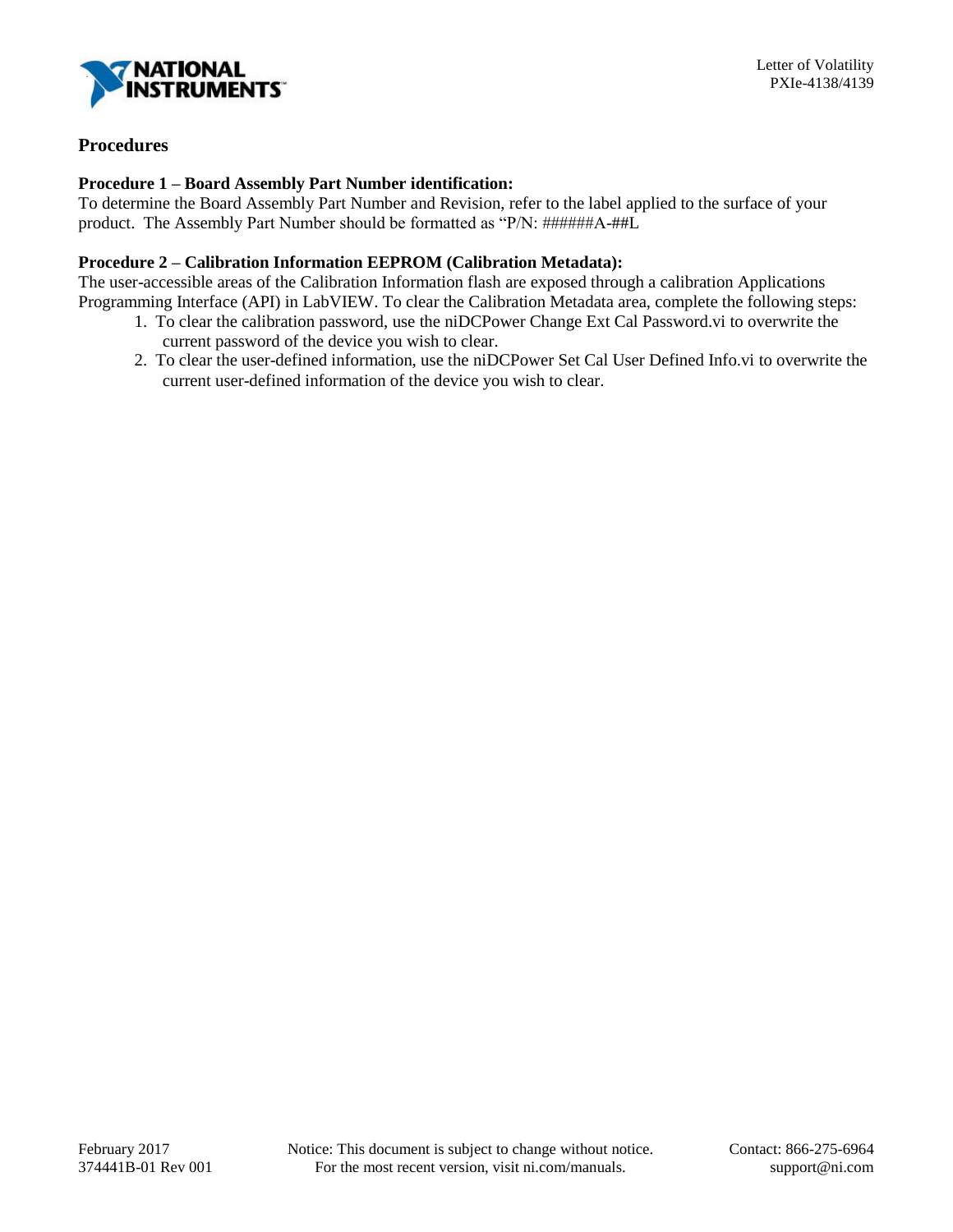## Procedures

**Procedure 1 – Board Assembly Part Number identification:**
To determine the Board Assembly Part Number and Revision, refer to the label applied to the surface of your product. The Assembly Part Number should be formatted as "P/N: ######A-##L

**Procedure 2 – Calibration Information EEPROM (Calibration Metadata):**
The user-accessible areas of the Calibration Information flash are exposed through a calibration Applications Programming Interface (API) in LabVIEW. To clear the Calibration Metadata area, complete the following steps:

1. To clear the calibration password, use the niDCPower Change Ext Cal Password.vi to overwrite the current password of the device you wish to clear.
2. To clear the user-defined information, use the niDCPower Set Cal User Defined Info.vi to overwrite the current user-defined information of the device you wish to clear.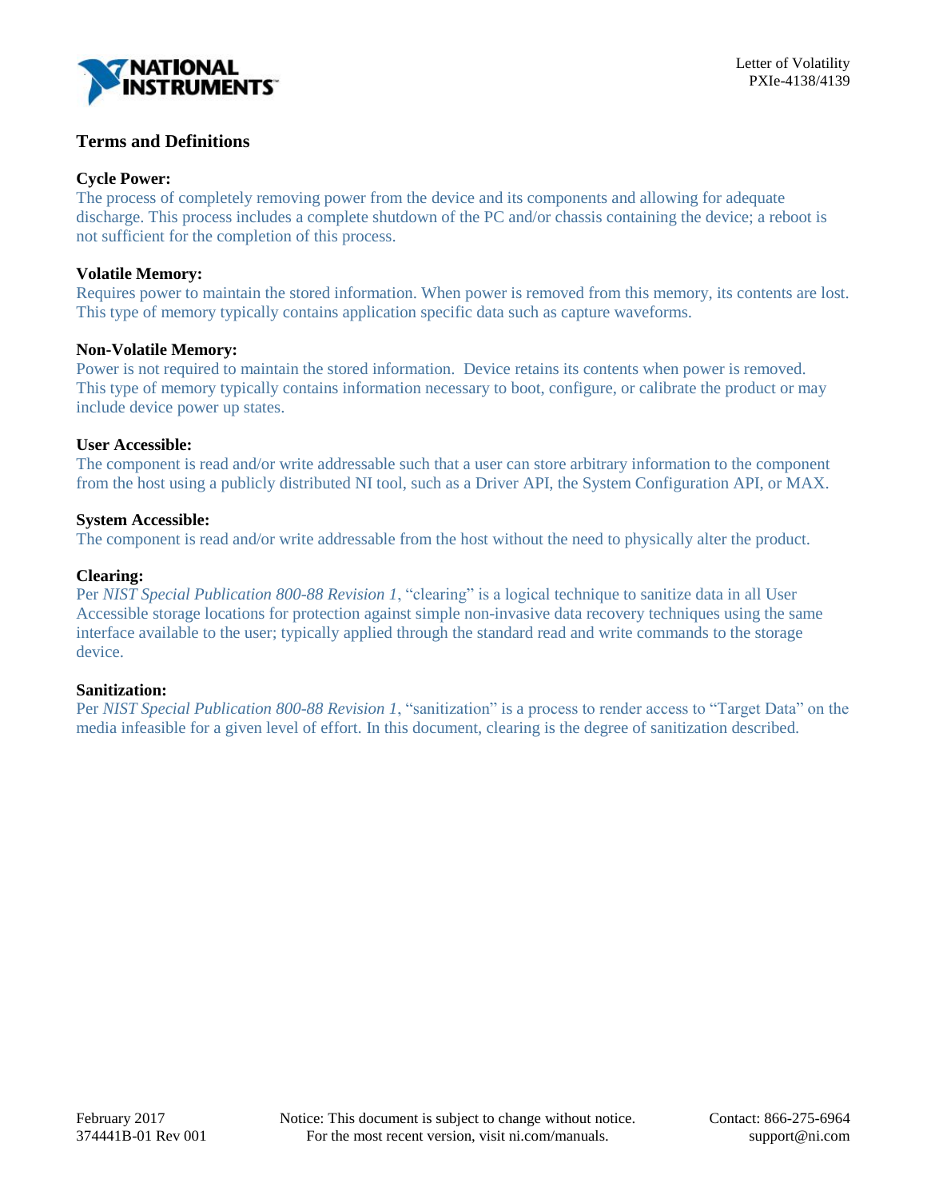## Terms and Definitions

**Cycle Power:**
The process of completely removing power from the device and its components and allowing for adequate discharge. This process includes a complete shutdown of the PC and/or chassis containing the device; a reboot is not sufficient for the completion of this process.

**Volatile Memory:**
Requires power to maintain the stored information. When power is removed from this memory, its contents are lost. This type of memory typically contains application specific data such as capture waveforms.

**Non-Volatile Memory:**
Power is not required to maintain the stored information. Device retains its contents when power is removed. This type of memory typically contains information necessary to boot, configure, or calibrate the product or may include device power up states.

**User Accessible:**
The component is read and/or write addressable such that a user can store arbitrary information to the component from the host using a publicly distributed NI tool, such as a Driver API, the System Configuration API, or MAX.

**System Accessible:**
The component is read and/or write addressable from the host without the need to physically alter the product.

**Clearing:**
Per *NIST Special Publication 800-88 Revision 1*, "clearing" is a logical technique to sanitize data in all User Accessible storage locations for protection against simple non-invasive data recovery techniques using the same interface available to the user; typically applied through the standard read and write commands to the storage device.

**Sanitization:**
Per *NIST Special Publication 800-88 Revision 1*, "sanitization" is a process to render access to "Target Data" on the media infeasible for a given level of effort. In this document, clearing is the degree of sanitization described.